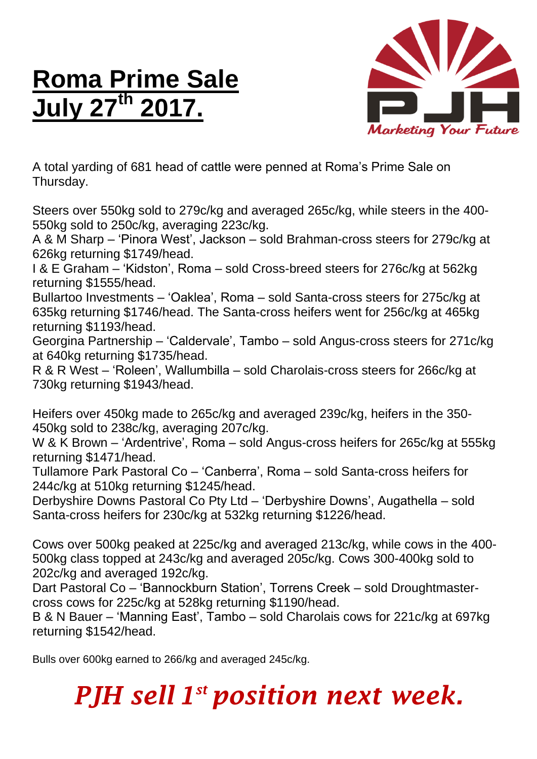# Roma Prime Sale July 27th 2017.

PJH

*Marketing Your Future*

A total yarding of 681 head of cattle were penned at Roma's Prime Sale on Thursday.

Steers over 550kg sold to 279c/kg and averaged 265c/kg, while steers in the 400-550kg sold to 250c/kg, averaging 223c/kg.

A & M Sharp – 'Pinora West', Jackson – sold Brahman-cross steers for 279c/kg at 626kg returning $1749/head.

I & E Graham – 'Kidston', Roma – sold Cross-breed steers for 276c/kg at 562kg returning $1555/head.

Bullartoo Investments – 'Oaklea', Roma – sold Santa-cross steers for 275c/kg at 635kg returning $1746/head. The Santa-cross heifers went for 256c/kg at 465kg returning $1193/head.

Georgina Partnership – 'Caldervale', Tambo – sold Angus-cross steers for 271c/kg at 640kg returning $1735/head.

R & R West – 'Roleen', Wallumbilla – sold Charolais-cross steers for 266c/kg at 730kg returning $1943/head.

Heifers over 450kg made to 265c/kg and averaged 239c/kg, heifers in the 350-450kg sold to 238c/kg, averaging 207c/kg.

W & K Brown – 'Ardentrive', Roma – sold Angus-cross heifers for 265c/kg at 555kg returning $1471/head.

Tullamore Park Pastoral Co – 'Canberra', Roma – sold Santa-cross heifers for 244c/kg at 510kg returning $1245/head.

Derbyshire Downs Pastoral Co Pty Ltd – 'Derbyshire Downs', Augathella – sold Santa-cross heifers for 230c/kg at 532kg returning $1226/head.

Cows over 500kg peaked at 225c/kg and averaged 213c/kg, while cows in the 400-500kg class topped at 243c/kg and averaged 205c/kg. Cows 300-400kg sold to 202c/kg and averaged 192c/kg.

Dart Pastoral Co – 'Bannockburn Station', Torrens Creek – sold Droughtmaster-cross cows for 225c/kg at 528kg returning $1190/head.

B & N Bauer – 'Manning East', Tambo – sold Charolais cows for 221c/kg at 697kg returning $1542/head.

Bulls over 600kg earned to 266/kg and averaged 245c/kg.

***PJH sell 1st position next week.***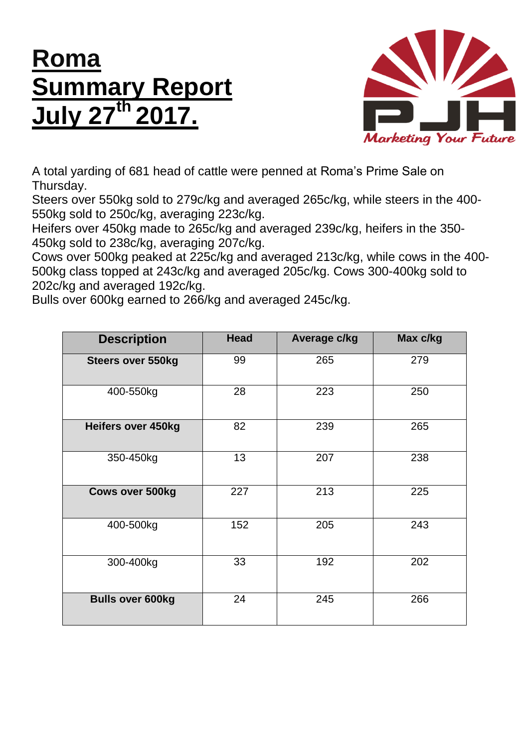# Roma Summary Report July 27th 2017.

Marketing Your Future

A total yarding of 681 head of cattle were penned at Roma's Prime Sale on Thursday.
Steers over 550kg sold to 279c/kg and averaged 265c/kg, while steers in the 400-550kg sold to 250c/kg, averaging 223c/kg.
Heifers over 450kg made to 265c/kg and averaged 239c/kg, heifers in the 350-450kg sold to 238c/kg, averaging 207c/kg.
Cows over 500kg peaked at 225c/kg and averaged 213c/kg, while cows in the 400-500kg class topped at 243c/kg and averaged 205c/kg. Cows 300-400kg sold to 202c/kg and averaged 192c/kg.
Bulls over 600kg earned to 266/kg and averaged 245c/kg.

| Description | Head | Average c/kg | Max c/kg |
|---|---|---|---|
| **Steers over 550kg** | 99 | 265 | 279 |
| 400-550kg | 28 | 223 | 250 |
| **Heifers over 450kg** | 82 | 239 | 265 |
| 350-450kg | 13 | 207 | 238 |
| **Cows over 500kg** | 227 | 213 | 225 |
| 400-500kg | 152 | 205 | 243 |
| 300-400kg | 33 | 192 | 202 |
| **Bulls over 600kg** | 24 | 245 | 266 |